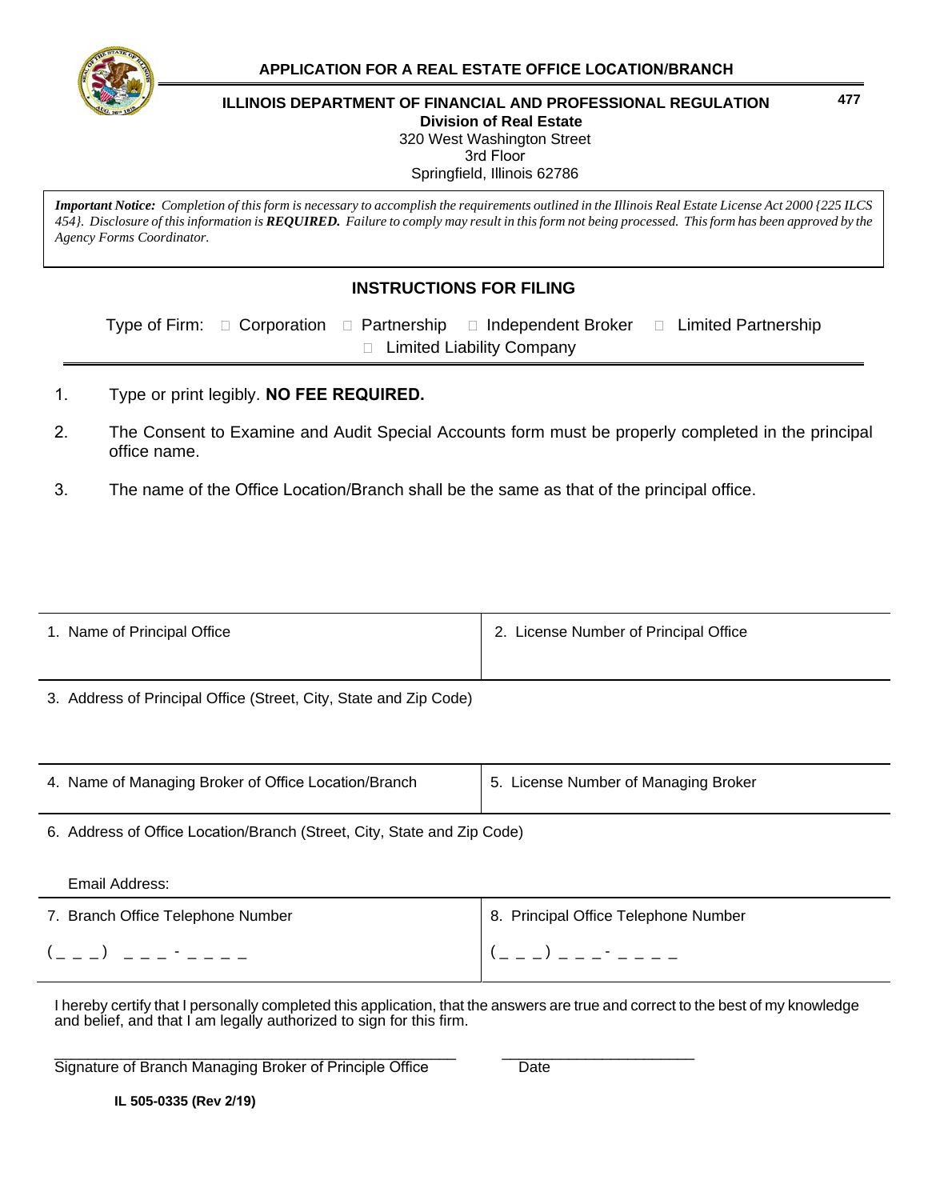**APPLICATION FOR A REAL ESTATE OFFICE LOCATION/BRANCH**

**ILLINOIS DEPARTMENT OF FINANCIAL AND PROFESSIONAL REGULATION**

**Division of Real Estate**

320 West Washington Street
3rd Floor
Springfield, Illinois 62786

**477**

***Important Notice:*** *Completion of this form is necessary to accomplish the requirements outlined in the Illinois Real Estate License Act 2000 {225 ILCS 454}. Disclosure of this information is **REQUIRED.** Failure to comply may result in this form not being processed. This form has been approved by the Agency Forms Coordinator.*

## INSTRUCTIONS FOR FILING

Type of Firm: ☐ Corporation ☐ Partnership ☐ Independent Broker ☐ Limited Partnership ☐ Limited Liability Company

1. Type or print legibly. **NO FEE REQUIRED.**
2. The Consent to Examine and Audit Special Accounts form must be properly completed in the principal office name.
3. The name of the Office Location/Branch shall be the same as that of the principal office.

| 1. Name of Principal Office | 2. License Number of Principal Office |
|---|---|
| 3. Address of Principal Office (Street, City, State and Zip Code) | |
| 4. Name of Managing Broker of Office Location/Branch | 5. License Number of Managing Broker |
| 6. Address of Office Location/Branch (Street, City, State and Zip Code)<br><br>Email Address: | |
| 7. Branch Office Telephone Number<br>( _ _ _ ) _ _ _ - _ _ _ _ | 8. Principal Office Telephone Number<br>( _ _ _ ) _ _ _ - _ _ _ _ |

I hereby certify that I personally completed this application, that the answers are true and correct to the best of my knowledge and belief, and that I am legally authorized to sign for this firm.

_______________________________________________ &nbsp;&nbsp;&nbsp;&nbsp; ______________________

Signature of Branch Managing Broker of Principle Office &nbsp;&nbsp;&nbsp;&nbsp; Date

**IL 505-0335 (Rev 2/19)**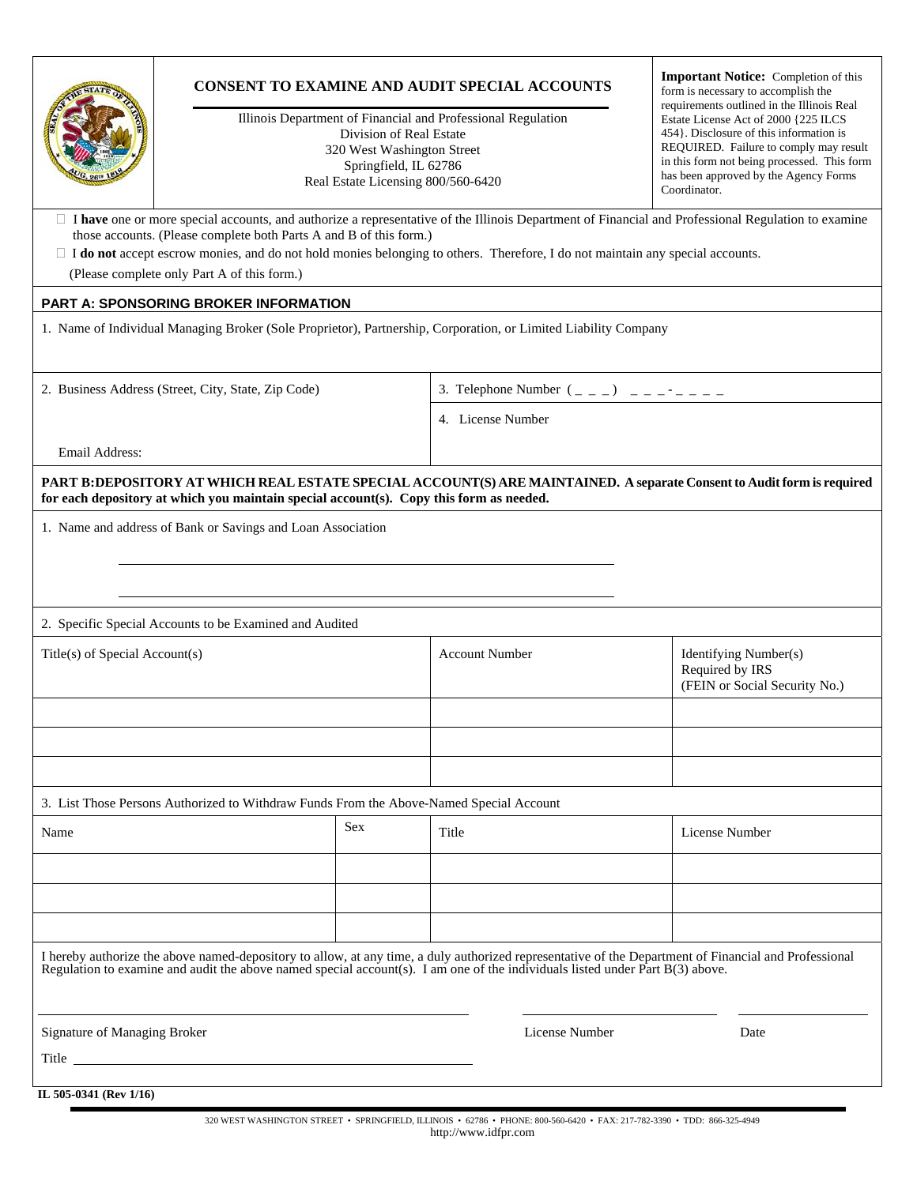# CONSENT TO EXAMINE AND AUDIT SPECIAL ACCOUNTS

Illinois Department of Financial and Professional Regulation
Division of Real Estate
320 West Washington Street
Springfield, IL 62786
Real Estate Licensing 800/560-6420

**Important Notice:** Completion of this form is necessary to accomplish the requirements outlined in the Illinois Real Estate License Act of 2000 {225 ILCS 454}. Disclosure of this information is REQUIRED. Failure to comply may result in this form not being processed. This form has been approved by the Agency Forms Coordinator.

☐ I **have** one or more special accounts, and authorize a representative of the Illinois Department of Financial and Professional Regulation to examine those accounts. (Please complete both Parts A and B of this form.)

☐ I **do not** accept escrow monies, and do not hold monies belonging to others. Therefore, I do not maintain any special accounts. (Please complete only Part A of this form.)

## PART A: SPONSORING BROKER INFORMATION

1. Name of Individual Managing Broker (Sole Proprietor), Partnership, Corporation, or Limited Liability Company

2. Business Address (Street, City, State, Zip Code)

Email Address:

3. Telephone Number ( _ _ _ ) _ _ _-_ _ _ _

4. License Number

## PART B: DEPOSITORY AT WHICH REAL ESTATE SPECIAL ACCOUNT(S) ARE MAINTAINED. A separate Consent to Audit form is required for each depository at which you maintain special account(s). Copy this form as needed.

1. Name and address of Bank or Savings and Loan Association

______________________________________________

______________________________________________

2. Specific Special Accounts to be Examined and Audited

| Title(s) of Special Account(s) | Account Number | Identifying Number(s) Required by IRS (FEIN or Social Security No.) |
| --- | --- | --- |
| | | |
| | | |
| | | |

3. List Those Persons Authorized to Withdraw Funds From the Above-Named Special Account

| Name | Sex | Title | License Number |
| --- | --- | --- | --- |
| | | | |
| | | | |
| | | | |

I hereby authorize the above named-depository to allow, at any time, a duly authorized representative of the Department of Financial and Professional Regulation to examine and audit the above named special account(s). I am one of the individuals listed under Part B(3) above.

______________________________ ______________ __________

Signature of Managing Broker License Number Date

Title ______________________________

IL 505-0341 (Rev 1/16)

320 WEST WASHINGTON STREET • SPRINGFIELD, ILLINOIS • 62786 • PHONE: 800-560-6420 • FAX: 217-782-3390 • TDD: 866-325-4949
http://www.idfpr.com